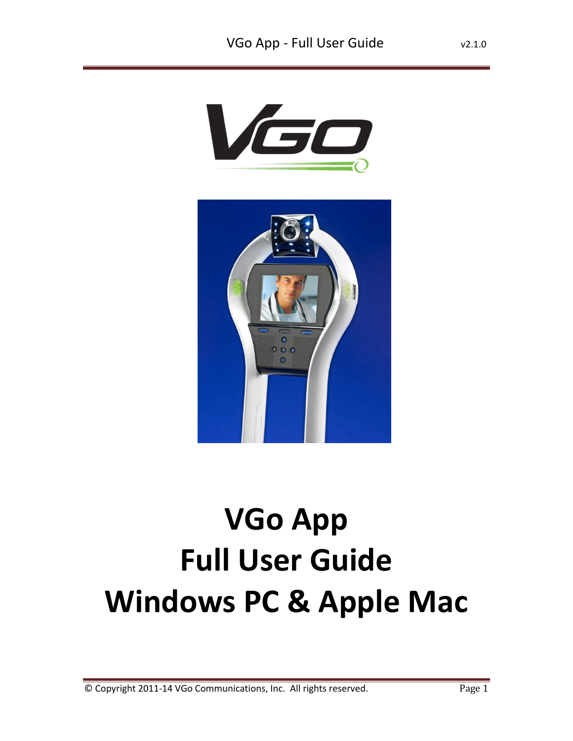# VGo App
# Full User Guide
# Windows PC & Apple Mac

© Copyright 2011-14 VGo Communications, Inc. All rights reserved.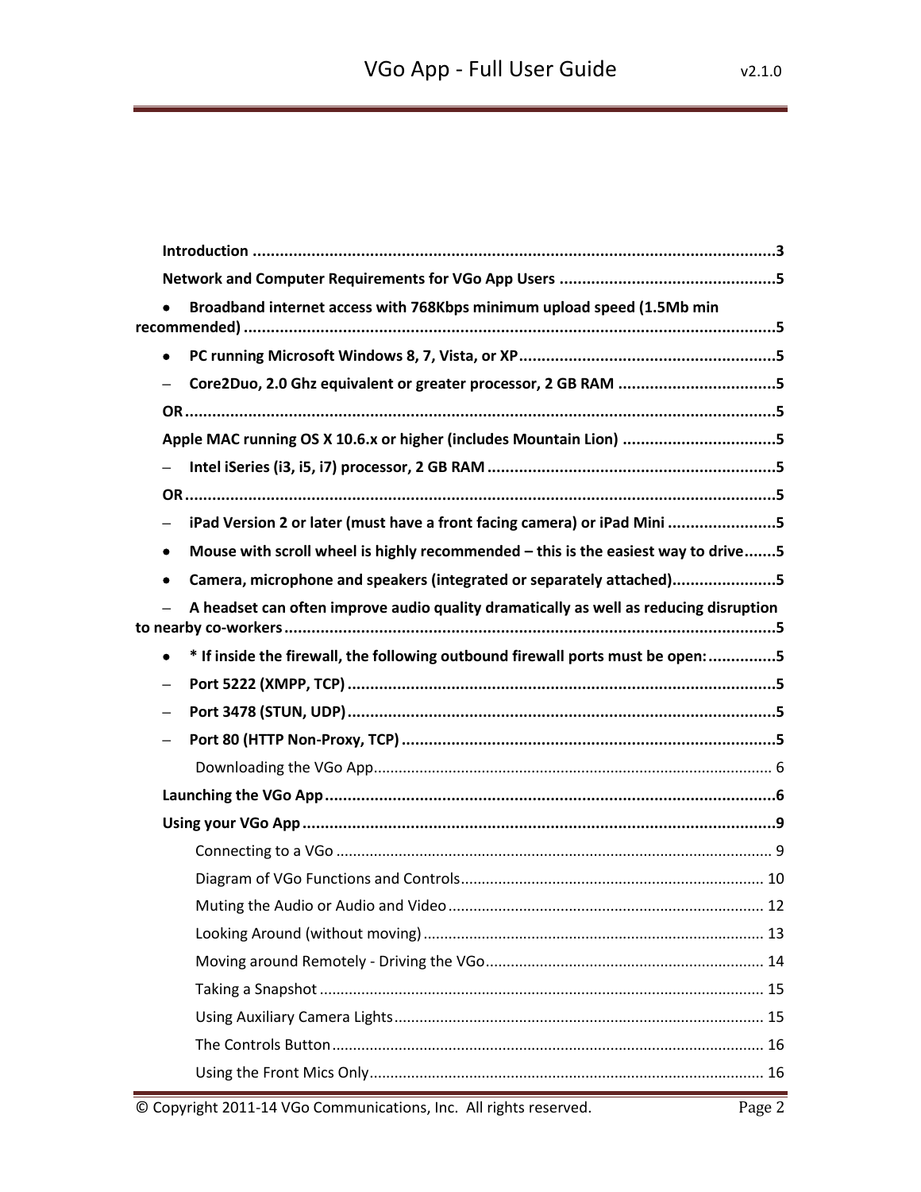**Introduction** ....................................................................................................................3

**Network and Computer Requirements for VGo App Users** ...............................................5

- **Broadband internet access with 768Kbps minimum upload speed (1.5Mb min recommended)** ......................................................................................................................5
- **PC running Microsoft Windows 8, 7, Vista, or XP**........................................................5
  - **Core2Duo, 2.0 Ghz equivalent or greater processor, 2 GB RAM** ...................................5

**OR** .........................................................................................................................................5

**Apple MAC running OS X 10.6.x or higher (includes Mountain Lion)** ..................................5

- **Intel iSeries (i3, i5, i7) processor, 2 GB RAM** ................................................................5

**OR** .........................................................................................................................................5

- **iPad Version 2 or later (must have a front facing camera) or iPad Mini** ........................5
- **Mouse with scroll wheel is highly recommended – this is the easiest way to drive**.......5
- **Camera, microphone and speakers (integrated or separately attached)**......................5
  - **A headset can often improve audio quality dramatically as well as reducing disruption to nearby co-workers** .............................................................................................................5
- **\* If inside the firewall, the following outbound firewall ports must be open:**...............5
  - **Port 5222 (XMPP, TCP)** ...............................................................................................5
  - **Port 3478 (STUN, UDP)**...............................................................................................5
  - **Port 80 (HTTP Non-Proxy, TCP)** ..................................................................................5

Downloading the VGo App............................................................................................. 6

**Launching the VGo App** ....................................................................................................6

**Using your VGo App** .........................................................................................................9

Connecting to a VGo ....................................................................................................... 9

Diagram of VGo Functions and Controls........................................................................ 10

Muting the Audio or Audio and Video........................................................................... 12

Looking Around (without moving)................................................................................. 13

Moving around Remotely - Driving the VGo.................................................................. 14

Taking a Snapshot .......................................................................................................... 15

Using Auxiliary Camera Lights........................................................................................ 15

The Controls Button....................................................................................................... 16

Using the Front Mics Only.............................................................................................. 16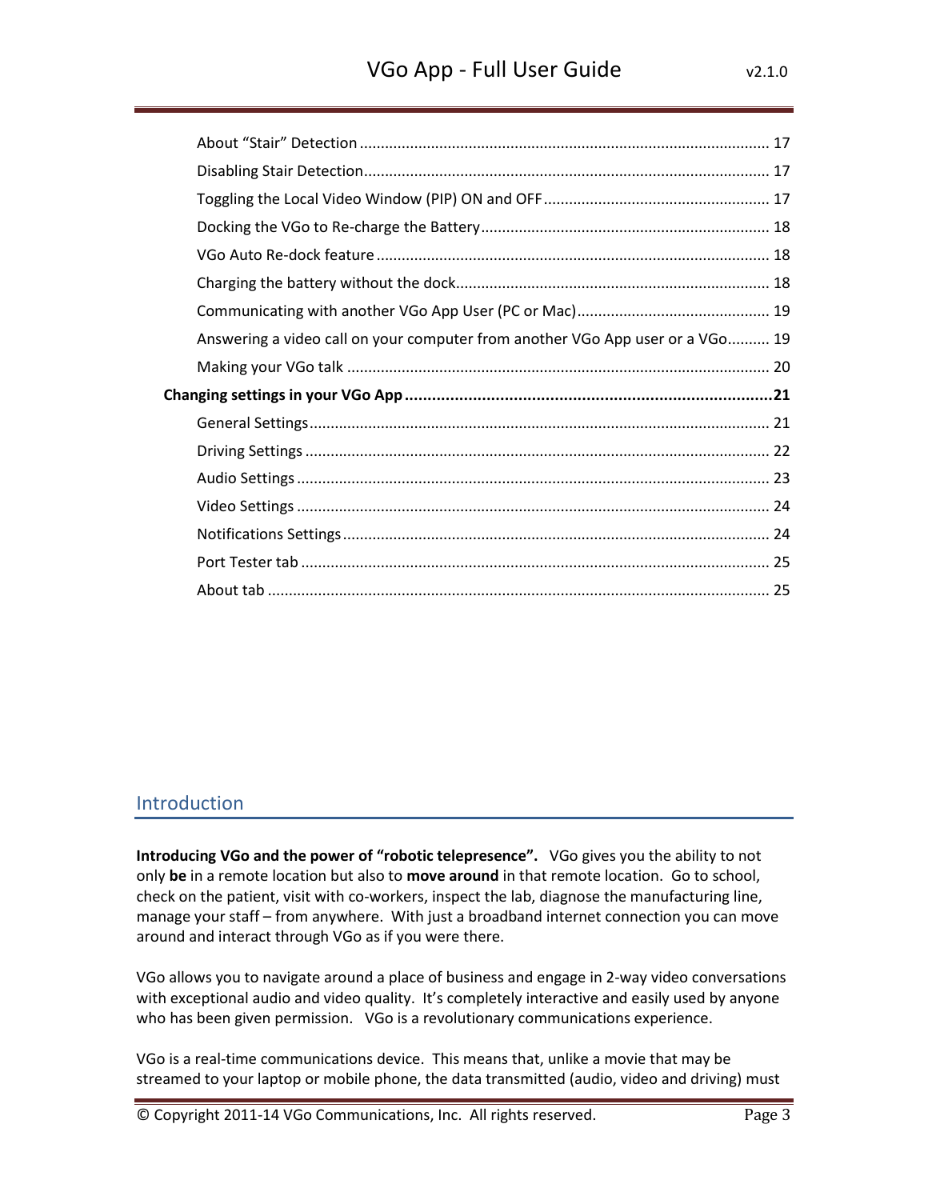- About "Stair" Detection ... 17
- Disabling Stair Detection ... 17
- Toggling the Local Video Window (PIP) ON and OFF ... 17
- Docking the VGo to Re-charge the Battery ... 18
- VGo Auto Re-dock feature ... 18
- Charging the battery without the dock ... 18
- Communicating with another VGo App User (PC or Mac) ... 19
- Answering a video call on your computer from another VGo App user or a VGo ... 19
- Making your VGo talk ... 20

**Changing settings in your VGo App ... 21**

- General Settings ... 21
- Driving Settings ... 22
- Audio Settings ... 23
- Video Settings ... 24
- Notifications Settings ... 24
- Port Tester tab ... 25
- About tab ... 25

## Introduction

**Introducing VGo and the power of "robotic telepresence".** VGo gives you the ability to not only **be** in a remote location but also to **move around** in that remote location. Go to school, check on the patient, visit with co-workers, inspect the lab, diagnose the manufacturing line, manage your staff – from anywhere. With just a broadband internet connection you can move around and interact through VGo as if you were there.

VGo allows you to navigate around a place of business and engage in 2-way video conversations with exceptional audio and video quality. It's completely interactive and easily used by anyone who has been given permission. VGo is a revolutionary communications experience.

VGo is a real-time communications device. This means that, unlike a movie that may be streamed to your laptop or mobile phone, the data transmitted (audio, video and driving) must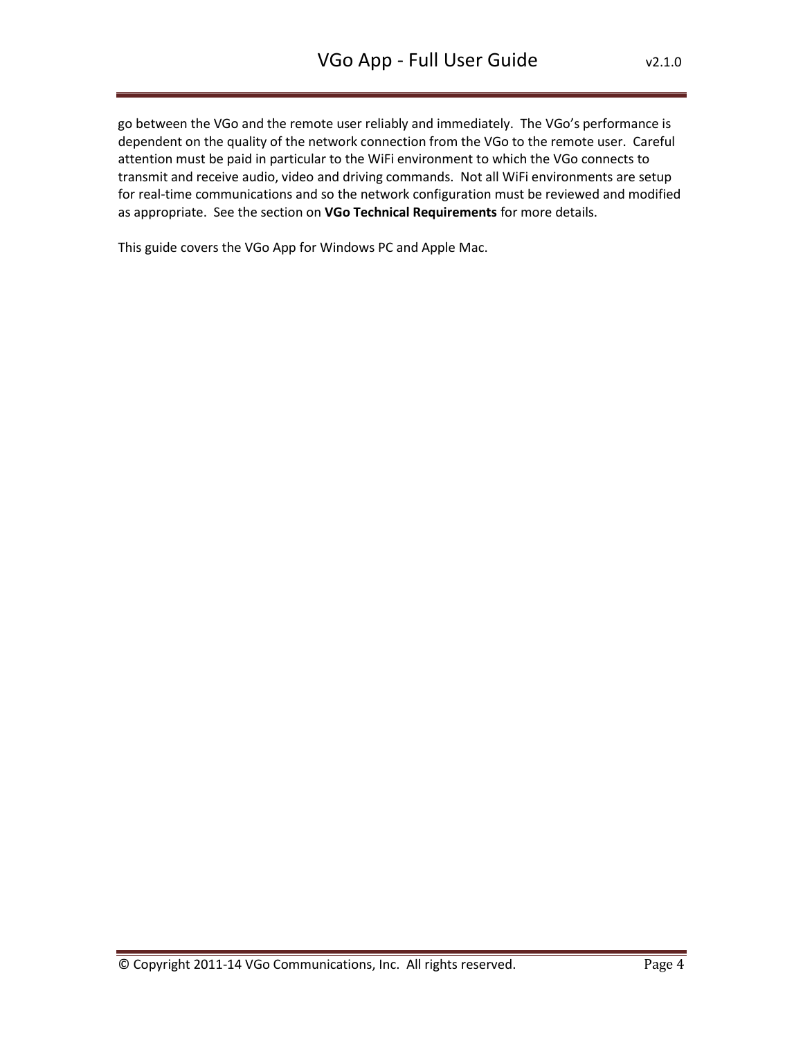go between the VGo and the remote user reliably and immediately. The VGo's performance is dependent on the quality of the network connection from the VGo to the remote user. Careful attention must be paid in particular to the WiFi environment to which the VGo connects to transmit and receive audio, video and driving commands. Not all WiFi environments are setup for real-time communications and so the network configuration must be reviewed and modified as appropriate. See the section on **VGo Technical Requirements** for more details.

This guide covers the VGo App for Windows PC and Apple Mac.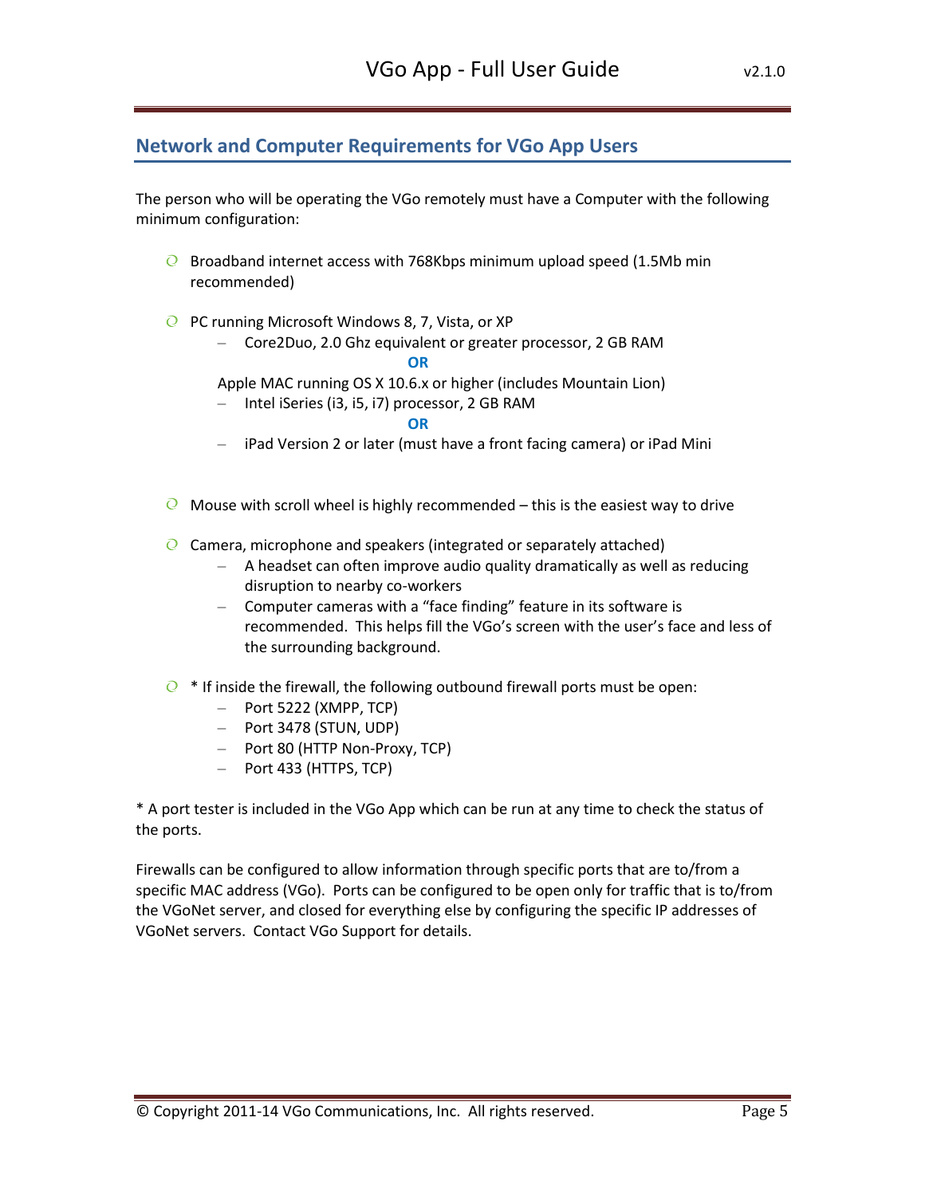## Network and Computer Requirements for VGo App Users

The person who will be operating the VGo remotely must have a Computer with the following minimum configuration:

- Broadband internet access with 768Kbps minimum upload speed (1.5Mb min recommended)
- PC running Microsoft Windows 8, 7, Vista, or XP
  - Core2Duo, 2.0 Ghz equivalent or greater processor, 2 GB RAM

  **OR**

  Apple MAC running OS X 10.6.x or higher (includes Mountain Lion)
  - Intel iSeries (i3, i5, i7) processor, 2 GB RAM

  **OR**

  - iPad Version 2 or later (must have a front facing camera) or iPad Mini
- Mouse with scroll wheel is highly recommended – this is the easiest way to drive
- Camera, microphone and speakers (integrated or separately attached)
  - A headset can often improve audio quality dramatically as well as reducing disruption to nearby co-workers
  - Computer cameras with a "face finding" feature in its software is recommended. This helps fill the VGo's screen with the user's face and less of the surrounding background.
- * If inside the firewall, the following outbound firewall ports must be open:
  - Port 5222 (XMPP, TCP)
  - Port 3478 (STUN, UDP)
  - Port 80 (HTTP Non-Proxy, TCP)
  - Port 433 (HTTPS, TCP)

* A port tester is included in the VGo App which can be run at any time to check the status of the ports.

Firewalls can be configured to allow information through specific ports that are to/from a specific MAC address (VGo). Ports can be configured to be open only for traffic that is to/from the VGoNet server, and closed for everything else by configuring the specific IP addresses of VGoNet servers. Contact VGo Support for details.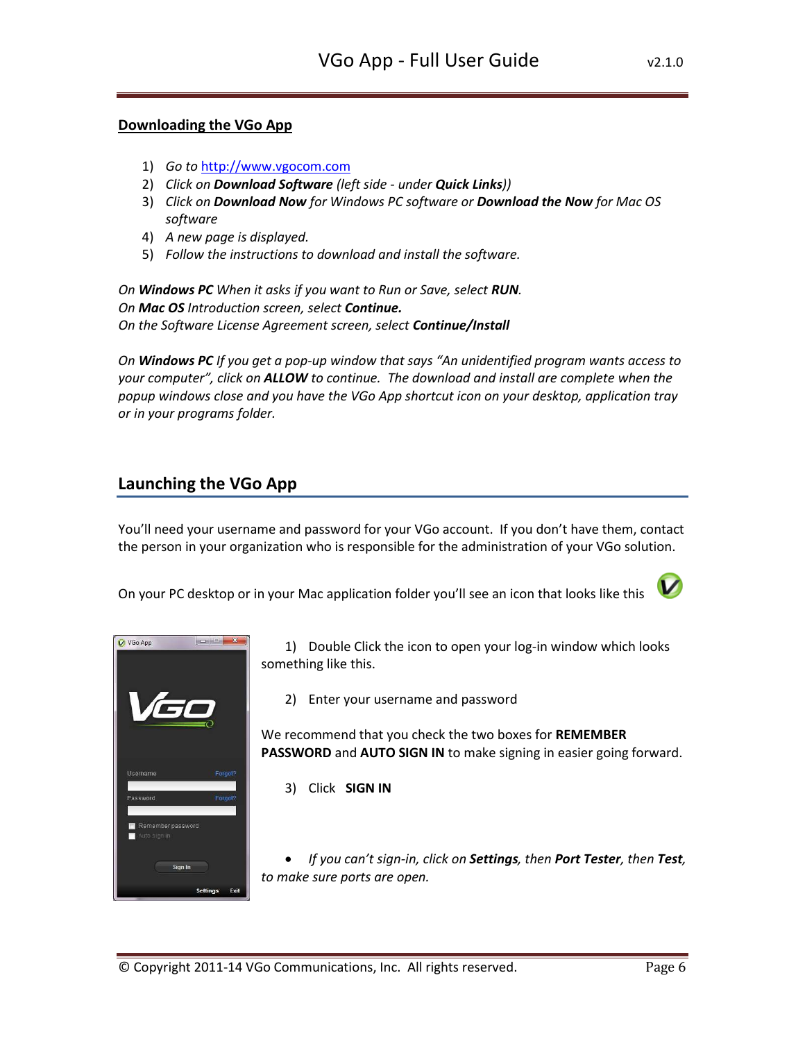## Downloading the VGo App

1) *Go to* http://www.vgocom.com
2) *Click on **Download Software** (left side - under **Quick Links**))*
3) *Click on **Download Now** for Windows PC software or **Download the Now** for Mac OS software*
4) *A new page is displayed.*
5) *Follow the instructions to download and install the software.*

*On **Windows PC** When it asks if you want to Run or Save, select **RUN**.*
*On **Mac OS** Introduction screen, select **Continue.***
*On the Software License Agreement screen, select **Continue/Install***

*On **Windows PC** If you get a pop-up window that says "An unidentified program wants access to your computer", click on **ALLOW** to continue. The download and install are complete when the popup windows close and you have the VGo App shortcut icon on your desktop, application tray or in your programs folder.*

## Launching the VGo App

You'll need your username and password for your VGo account. If you don't have them, contact the person in your organization who is responsible for the administration of your VGo solution.

On your PC desktop or in your Mac application folder you'll see an icon that looks like this

1) Double Click the icon to open your log-in window which looks something like this.

2) Enter your username and password

We recommend that you check the two boxes for **REMEMBER PASSWORD** and **AUTO SIGN IN** to make signing in easier going forward.

3) Click **SIGN IN**

- *If you can't sign-in, click on **Settings**, then **Port Tester**, then **Test**, to make sure ports are open.*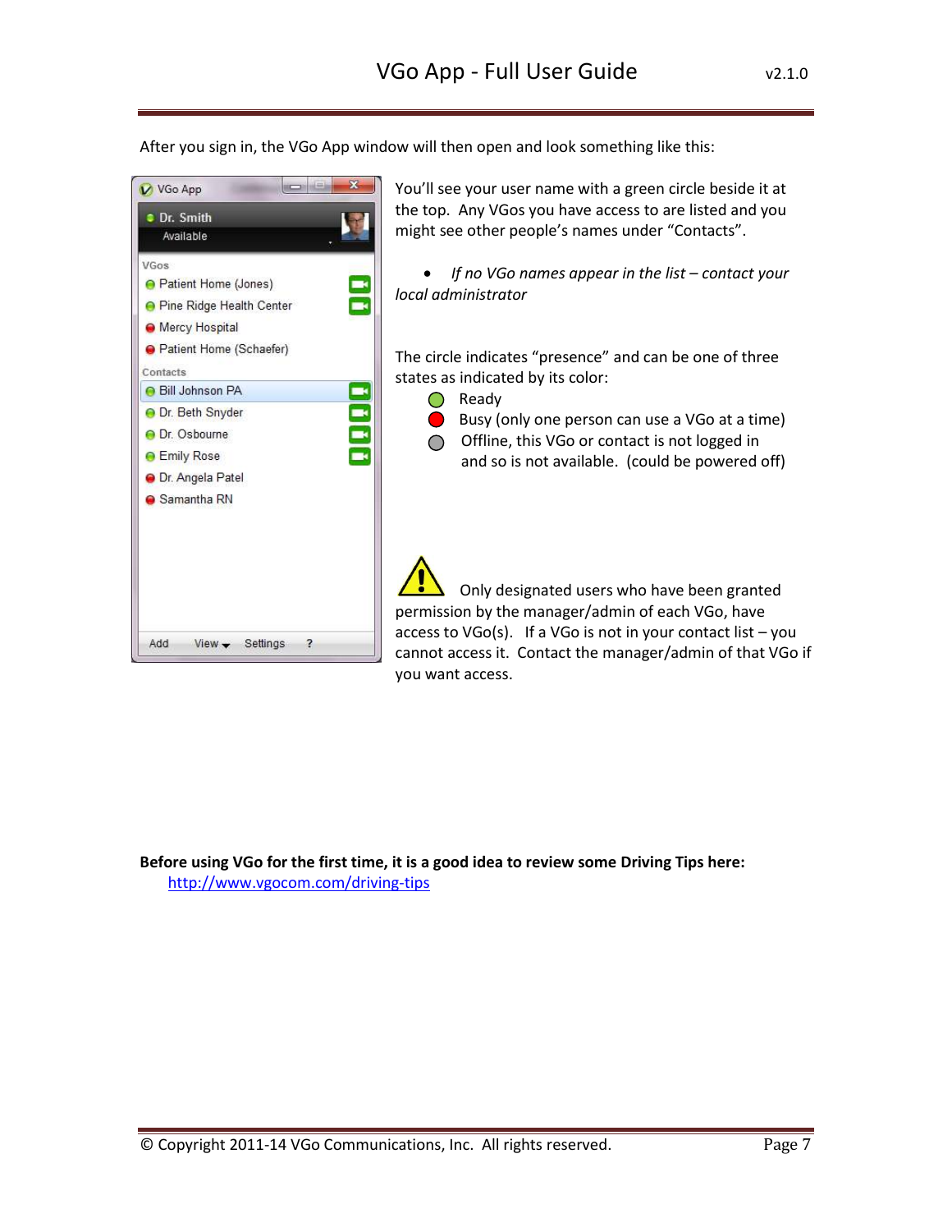After you sign in, the VGo App window will then open and look something like this:

You'll see your user name with a green circle beside it at the top. Any VGos you have access to are listed and you might see other people's names under "Contacts".

- *If no VGo names appear in the list – contact your local administrator*

The circle indicates "presence" and can be one of three states as indicated by its color:

- Ready
- Busy (only one person can use a VGo at a time)
- Offline, this VGo or contact is not logged in and so is not available. (could be powered off)

Only designated users who have been granted permission by the manager/admin of each VGo, have access to VGo(s). If a VGo is not in your contact list – you cannot access it. Contact the manager/admin of that VGo if you want access.

**Before using VGo for the first time, it is a good idea to review some Driving Tips here:**

http://www.vgocom.com/driving-tips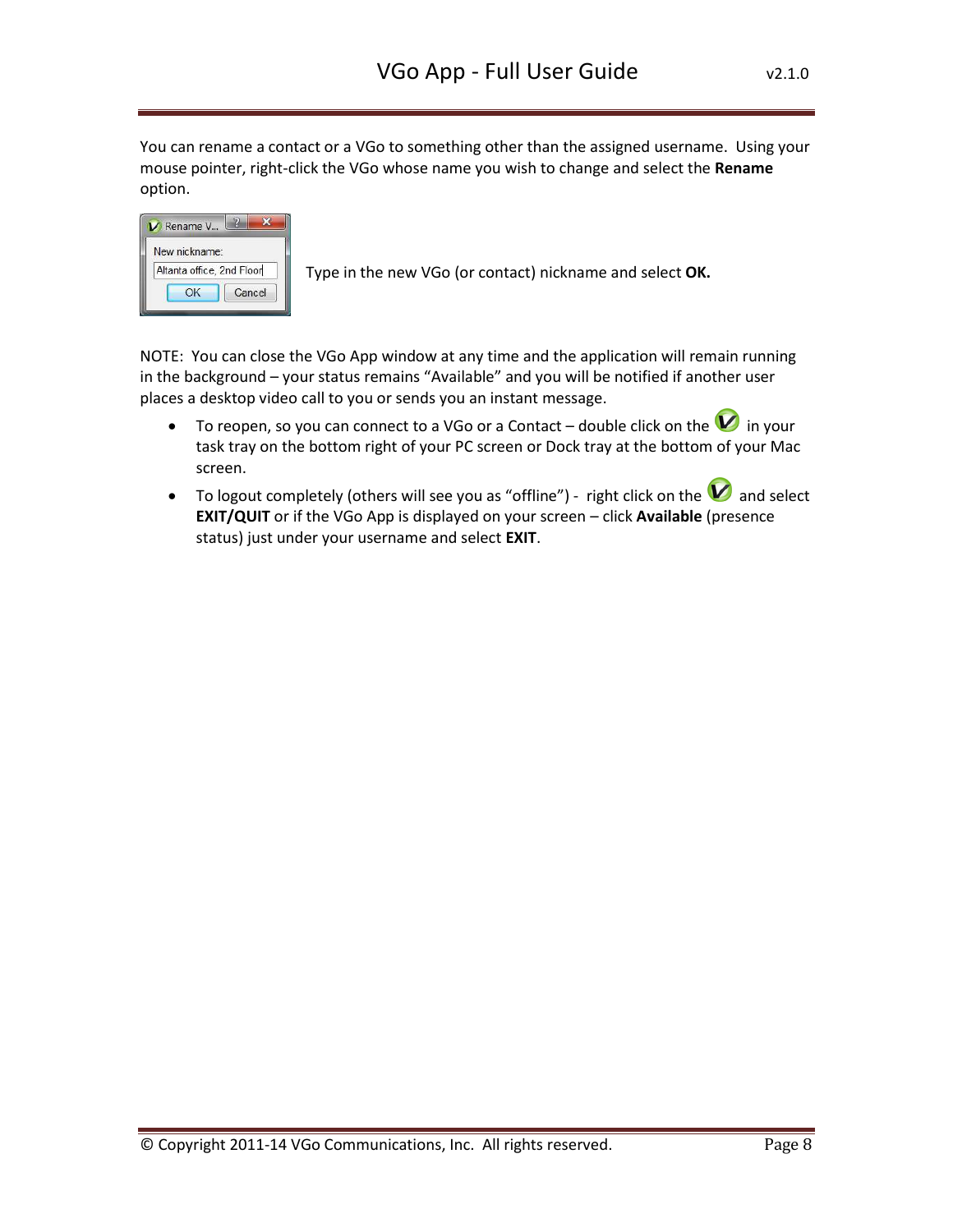You can rename a contact or a VGo to something other than the assigned username. Using your mouse pointer, right-click the VGo whose name you wish to change and select the **Rename** option.

Type in the new VGo (or contact) nickname and select **OK.**

NOTE: You can close the VGo App window at any time and the application will remain running in the background – your status remains "Available" and you will be notified if another user places a desktop video call to you or sends you an instant message.

- To reopen, so you can connect to a VGo or a Contact – double click on the in your task tray on the bottom right of your PC screen or Dock tray at the bottom of your Mac screen.
- To logout completely (others will see you as "offline") - right click on the and select **EXIT/QUIT** or if the VGo App is displayed on your screen – click **Available** (presence status) just under your username and select **EXIT**.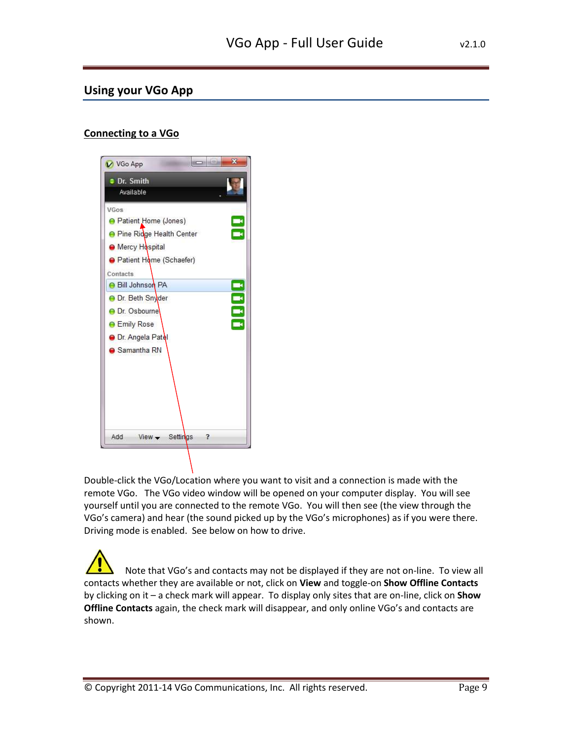## Using your VGo App

### Connecting to a VGo

Double-click the VGo/Location where you want to visit and a connection is made with the remote VGo. The VGo video window will be opened on your computer display. You will see yourself until you are connected to the remote VGo. You will then see (the view through the VGo's camera) and hear (the sound picked up by the VGo's microphones) as if you were there. Driving mode is enabled. See below on how to drive.

Note that VGo's and contacts may not be displayed if they are not on-line. To view all contacts whether they are available or not, click on **View** and toggle-on **Show Offline Contacts** by clicking on it – a check mark will appear. To display only sites that are on-line, click on **Show Offline Contacts** again, the check mark will disappear, and only online VGo's and contacts are shown.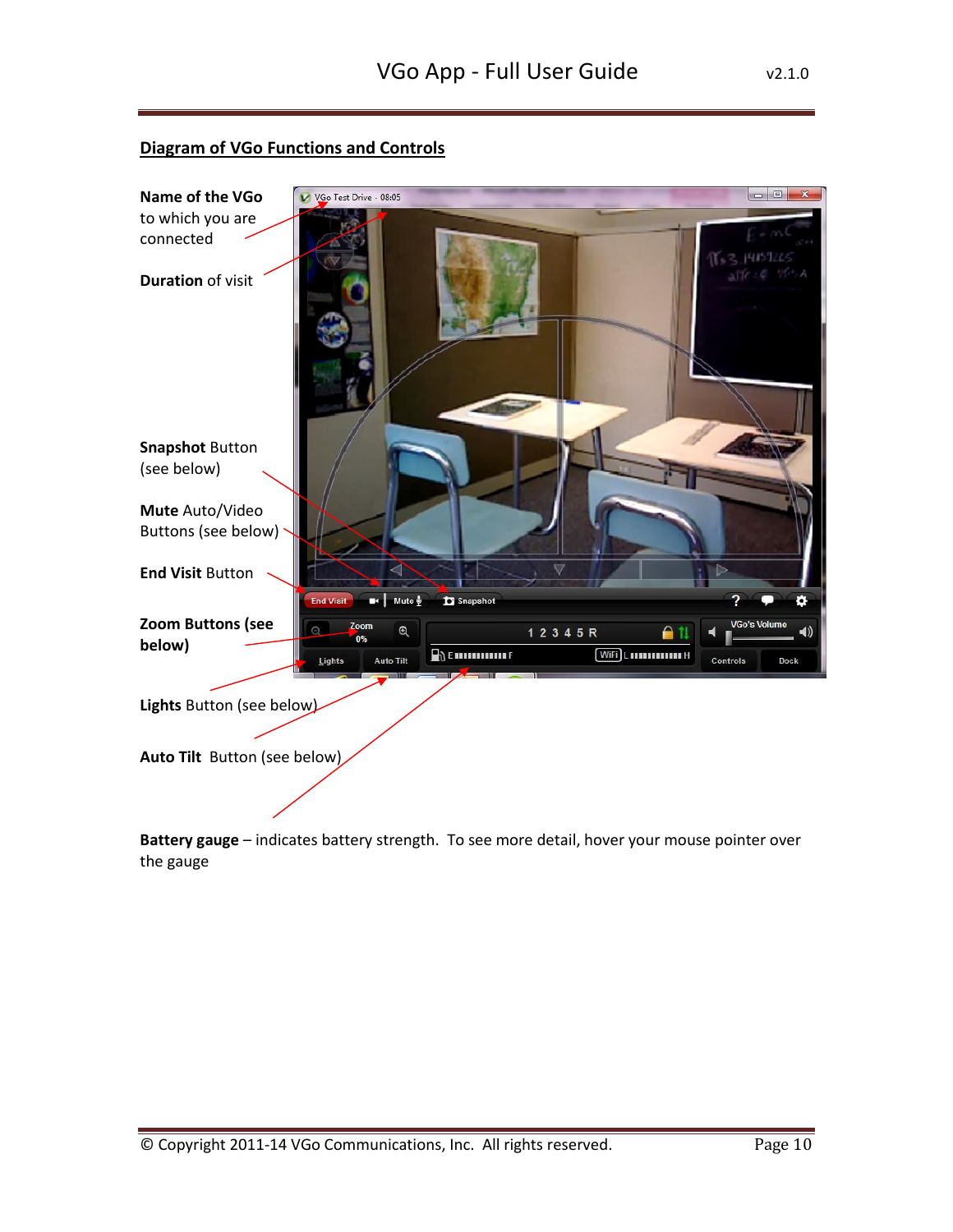## Diagram of VGo Functions and Controls

**Name of the VGo** to which you are connected

**Duration** of visit

**Snapshot** Button (see below)

**Mute** Auto/Video Buttons (see below)

**End Visit** Button

**Zoom Buttons (see below)**

**Lights** Button (see below)

**Auto Tilt** Button (see below)

**Battery gauge** – indicates battery strength. To see more detail, hover your mouse pointer over the gauge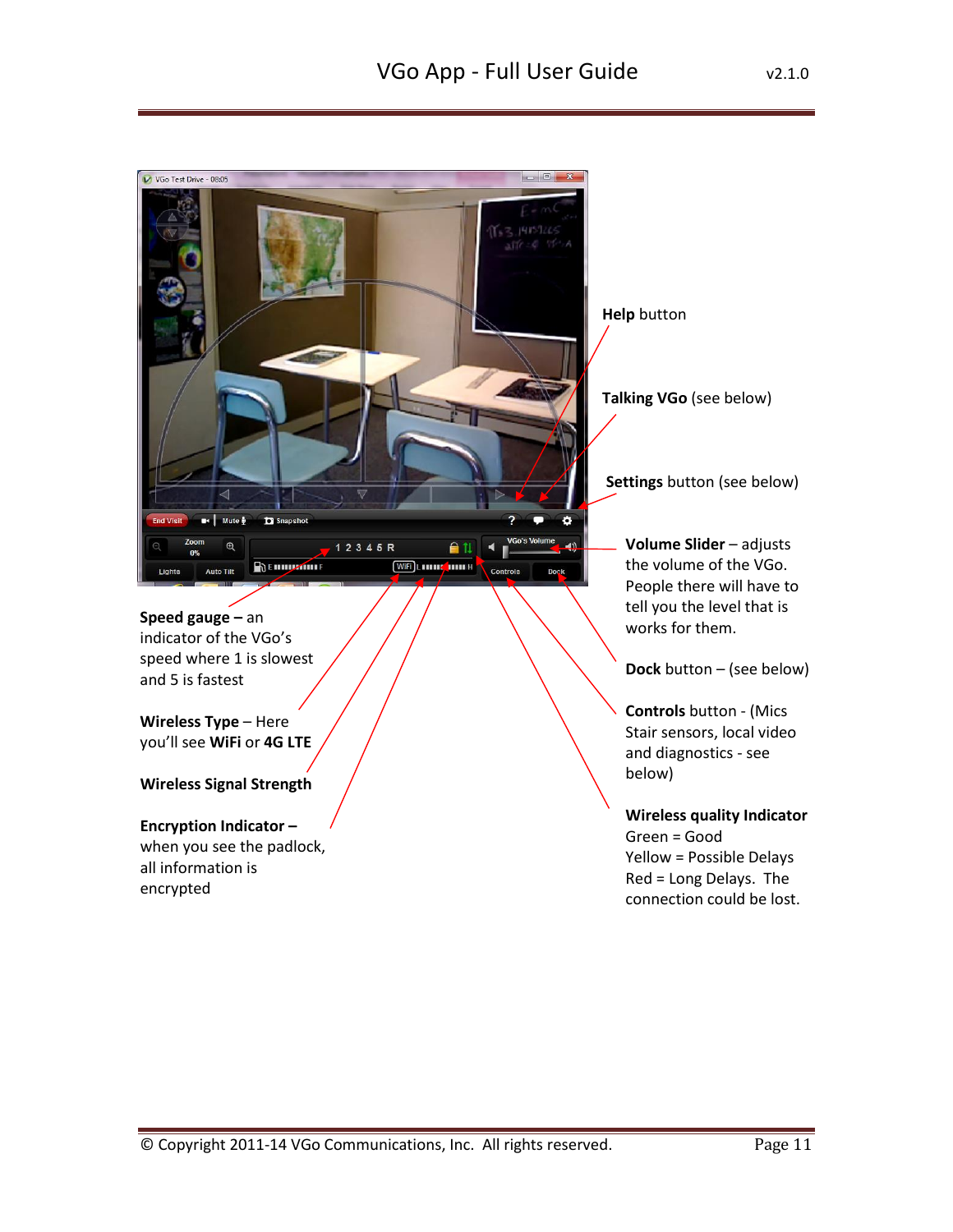**Help** button

**Talking VGo** (see below)

**Settings** button (see below)

**Volume Slider** – adjusts the volume of the VGo. People there will have to tell you the level that is works for them.

**Dock** button – (see below)

**Controls** button - (Mics Stair sensors, local video and diagnostics - see below)

**Wireless quality Indicator**
Green = Good
Yellow = Possible Delays
Red = Long Delays. The connection could be lost.

**Speed gauge –** an indicator of the VGo's speed where 1 is slowest and 5 is fastest

**Wireless Type** – Here you'll see **WiFi** or **4G LTE**

**Wireless Signal Strength**

**Encryption Indicator –** when you see the padlock, all information is encrypted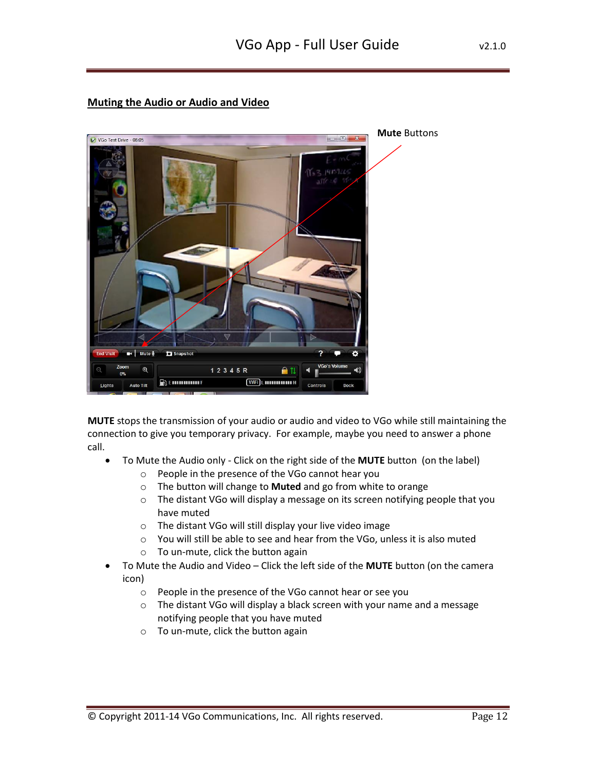## Muting the Audio or Audio and Video

**Mute** Buttons

**MUTE** stops the transmission of your audio or audio and video to VGo while still maintaining the connection to give you temporary privacy. For example, maybe you need to answer a phone call.

- To Mute the Audio only - Click on the right side of the **MUTE** button (on the label)
  - People in the presence of the VGo cannot hear you
  - The button will change to **Muted** and go from white to orange
  - The distant VGo will display a message on its screen notifying people that you have muted
  - The distant VGo will still display your live video image
  - You will still be able to see and hear from the VGo, unless it is also muted
  - To un-mute, click the button again
- To Mute the Audio and Video – Click the left side of the **MUTE** button (on the camera icon)
  - People in the presence of the VGo cannot hear or see you
  - The distant VGo will display a black screen with your name and a message notifying people that you have muted
  - To un-mute, click the button again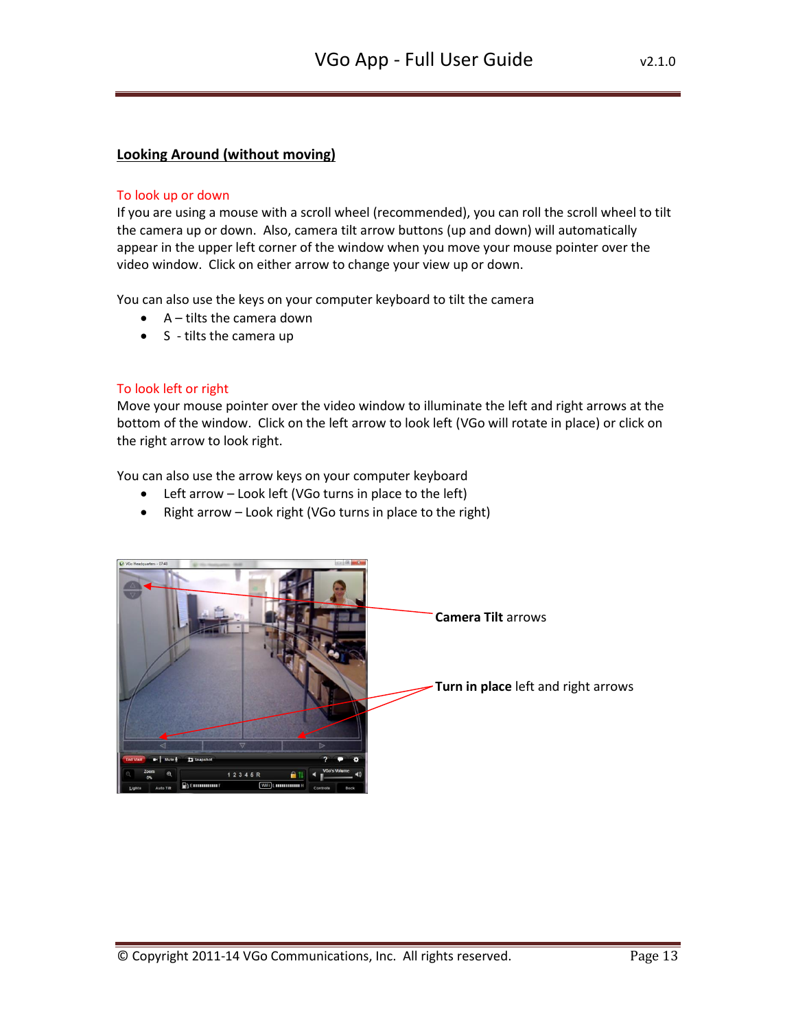## Looking Around (without moving)

### To look up or down

If you are using a mouse with a scroll wheel (recommended), you can roll the scroll wheel to tilt the camera up or down. Also, camera tilt arrow buttons (up and down) will automatically appear in the upper left corner of the window when you move your mouse pointer over the video window. Click on either arrow to change your view up or down.

You can also use the keys on your computer keyboard to tilt the camera

- A – tilts the camera down
- S - tilts the camera up

### To look left or right

Move your mouse pointer over the video window to illuminate the left and right arrows at the bottom of the window. Click on the left arrow to look left (VGo will rotate in place) or click on the right arrow to look right.

You can also use the arrow keys on your computer keyboard

- Left arrow – Look left (VGo turns in place to the left)
- Right arrow – Look right (VGo turns in place to the right)

**Camera Tilt** arrows

**Turn in place** left and right arrows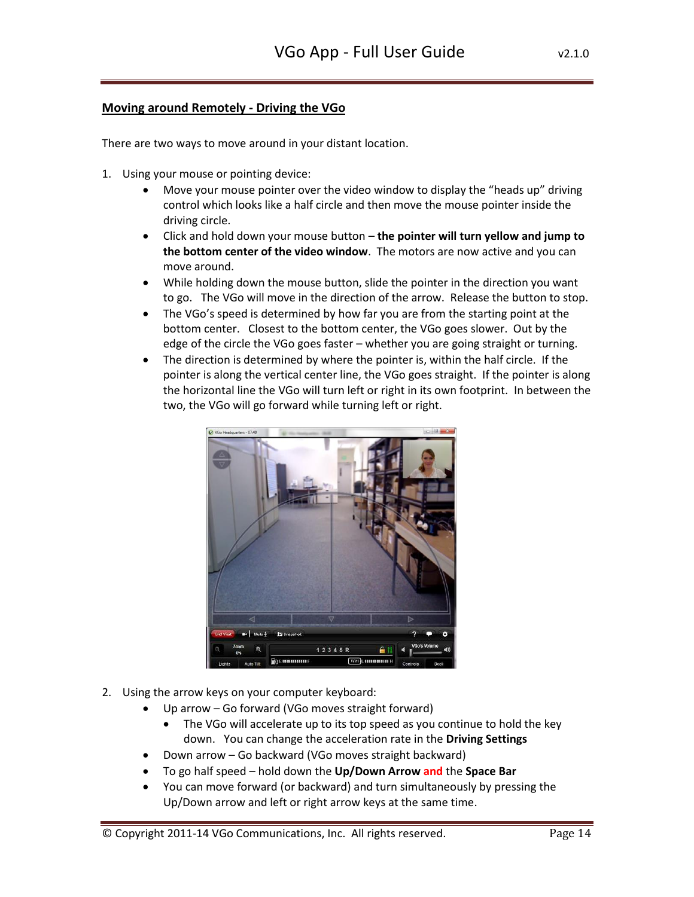## Moving around Remotely - Driving the VGo

There are two ways to move around in your distant location.

1. Using your mouse or pointing device:
    - Move your mouse pointer over the video window to display the "heads up" driving control which looks like a half circle and then move the mouse pointer inside the driving circle.
    - Click and hold down your mouse button – **the pointer will turn yellow and jump to the bottom center of the video window**. The motors are now active and you can move around.
    - While holding down the mouse button, slide the pointer in the direction you want to go. The VGo will move in the direction of the arrow. Release the button to stop.
    - The VGo's speed is determined by how far you are from the starting point at the bottom center. Closest to the bottom center, the VGo goes slower. Out by the edge of the circle the VGo goes faster – whether you are going straight or turning.
    - The direction is determined by where the pointer is, within the half circle. If the pointer is along the vertical center line, the VGo goes straight. If the pointer is along the horizontal line the VGo will turn left or right in its own footprint. In between the two, the VGo will go forward while turning left or right.

2. Using the arrow keys on your computer keyboard:
    - Up arrow – Go forward (VGo moves straight forward)
        - The VGo will accelerate up to its top speed as you continue to hold the key down. You can change the acceleration rate in the **Driving Settings**
    - Down arrow – Go backward (VGo moves straight backward)
    - To go half speed – hold down the **Up/Down Arrow** **and** the **Space Bar**
    - You can move forward (or backward) and turn simultaneously by pressing the Up/Down arrow and left or right arrow keys at the same time.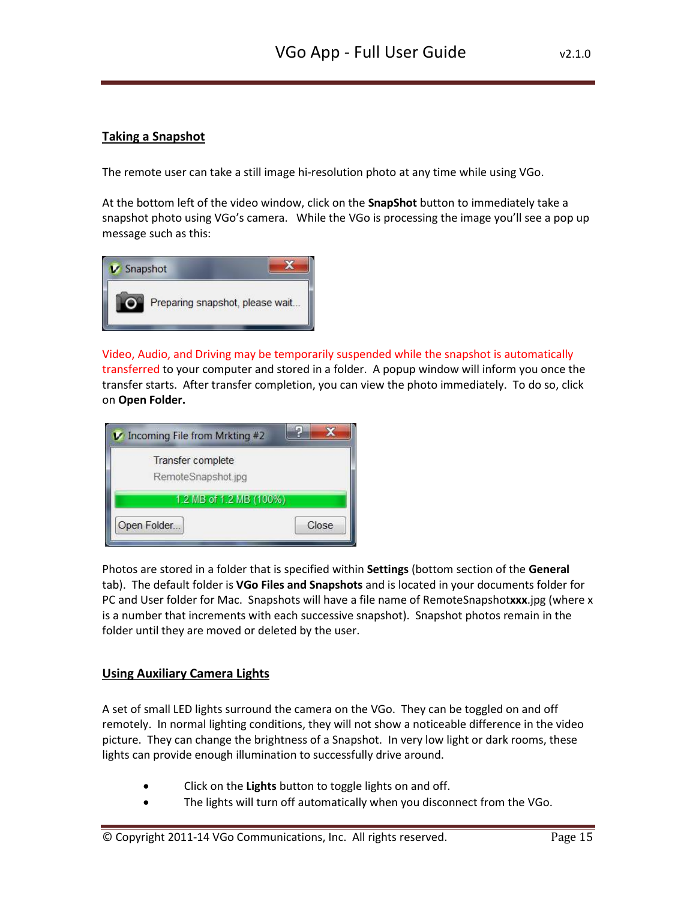## Taking a Snapshot

The remote user can take a still image hi-resolution photo at any time while using VGo.

At the bottom left of the video window, click on the **SnapShot** button to immediately take a snapshot photo using VGo's camera. While the VGo is processing the image you'll see a pop up message such as this:

Snapshot

Preparing snapshot, please wait...

Video, Audio, and Driving may be temporarily suspended while the snapshot is automatically transferred to your computer and stored in a folder. A popup window will inform you once the transfer starts. After transfer completion, you can view the photo immediately. To do so, click on **Open Folder.**

Incoming File from Mrkting #2

Transfer complete

RemoteSnapshot.jpg

1.2 MB of 1.2 MB (100%)

Open Folder... Close

Photos are stored in a folder that is specified within **Settings** (bottom section of the **General** tab). The default folder is **VGo Files and Snapshots** and is located in your documents folder for PC and User folder for Mac. Snapshots will have a file name of RemoteSnapshot**xxx**.jpg (where x is a number that increments with each successive snapshot). Snapshot photos remain in the folder until they are moved or deleted by the user.

## Using Auxiliary Camera Lights

A set of small LED lights surround the camera on the VGo. They can be toggled on and off remotely. In normal lighting conditions, they will not show a noticeable difference in the video picture. They can change the brightness of a Snapshot. In very low light or dark rooms, these lights can provide enough illumination to successfully drive around.

- Click on the **Lights** button to toggle lights on and off.
- The lights will turn off automatically when you disconnect from the VGo.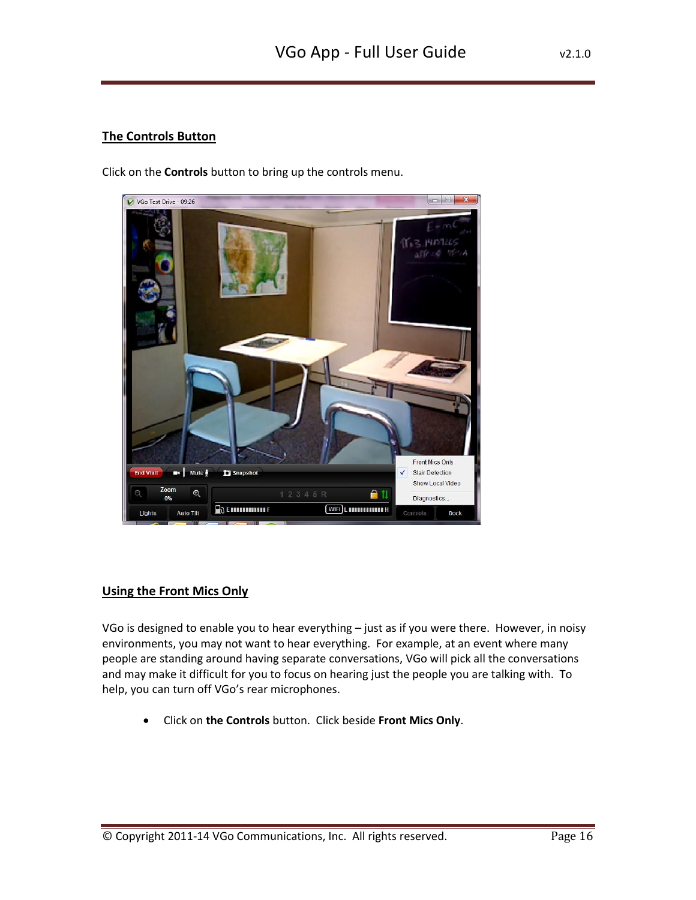## The Controls Button

Click on the **Controls** button to bring up the controls menu.

## Using the Front Mics Only

VGo is designed to enable you to hear everything – just as if you were there. However, in noisy environments, you may not want to hear everything. For example, at an event where many people are standing around having separate conversations, VGo will pick all the conversations and may make it difficult for you to focus on hearing just the people you are talking with. To help, you can turn off VGo's rear microphones.

- Click on **the Controls** button. Click beside **Front Mics Only**.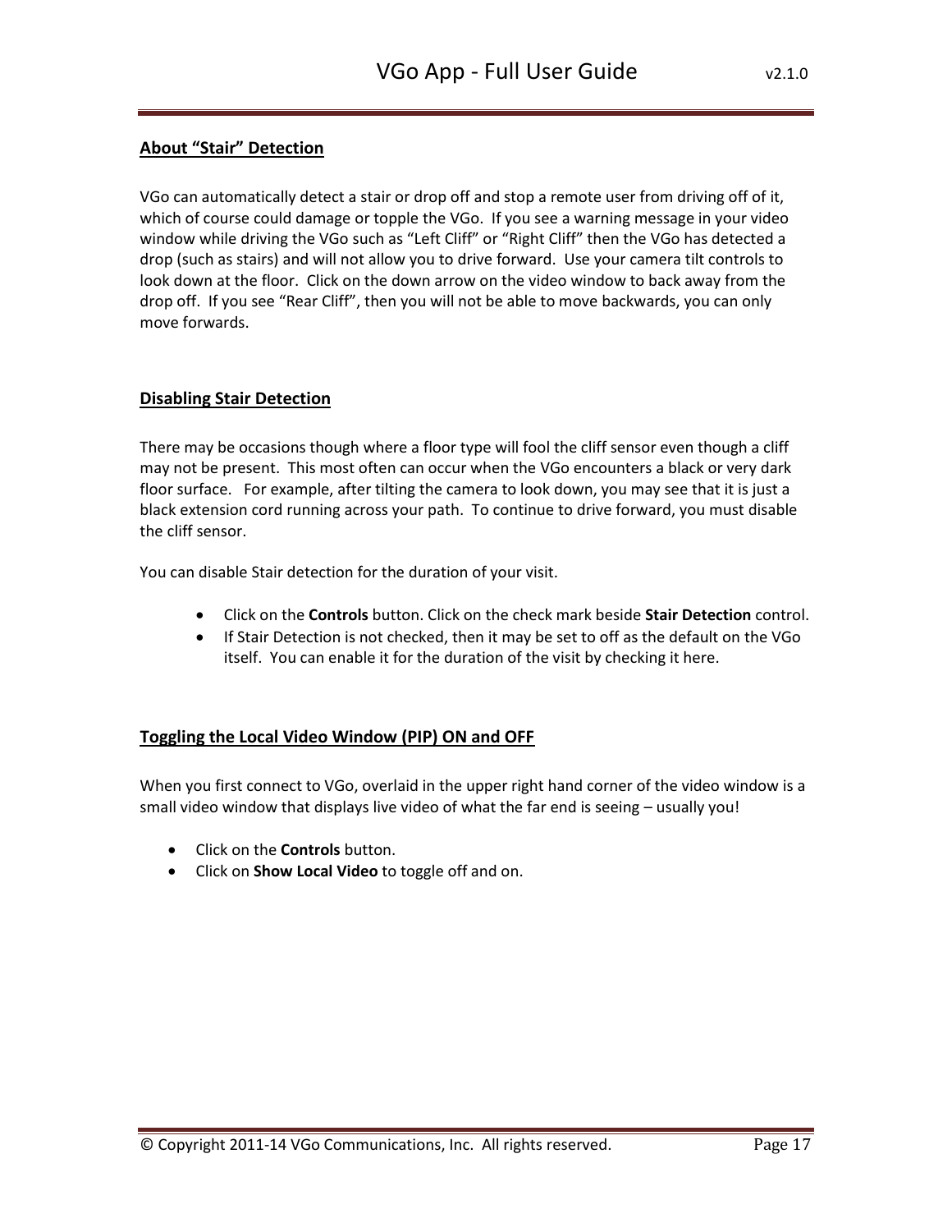## About "Stair" Detection

VGo can automatically detect a stair or drop off and stop a remote user from driving off of it, which of course could damage or topple the VGo. If you see a warning message in your video window while driving the VGo such as "Left Cliff" or "Right Cliff" then the VGo has detected a drop (such as stairs) and will not allow you to drive forward. Use your camera tilt controls to look down at the floor. Click on the down arrow on the video window to back away from the drop off. If you see "Rear Cliff", then you will not be able to move backwards, you can only move forwards.

## Disabling Stair Detection

There may be occasions though where a floor type will fool the cliff sensor even though a cliff may not be present. This most often can occur when the VGo encounters a black or very dark floor surface. For example, after tilting the camera to look down, you may see that it is just a black extension cord running across your path. To continue to drive forward, you must disable the cliff sensor.

You can disable Stair detection for the duration of your visit.

- Click on the **Controls** button. Click on the check mark beside **Stair Detection** control.
- If Stair Detection is not checked, then it may be set to off as the default on the VGo itself. You can enable it for the duration of the visit by checking it here.

## Toggling the Local Video Window (PIP) ON and OFF

When you first connect to VGo, overlaid in the upper right hand corner of the video window is a small video window that displays live video of what the far end is seeing – usually you!

- Click on the **Controls** button.
- Click on **Show Local Video** to toggle off and on.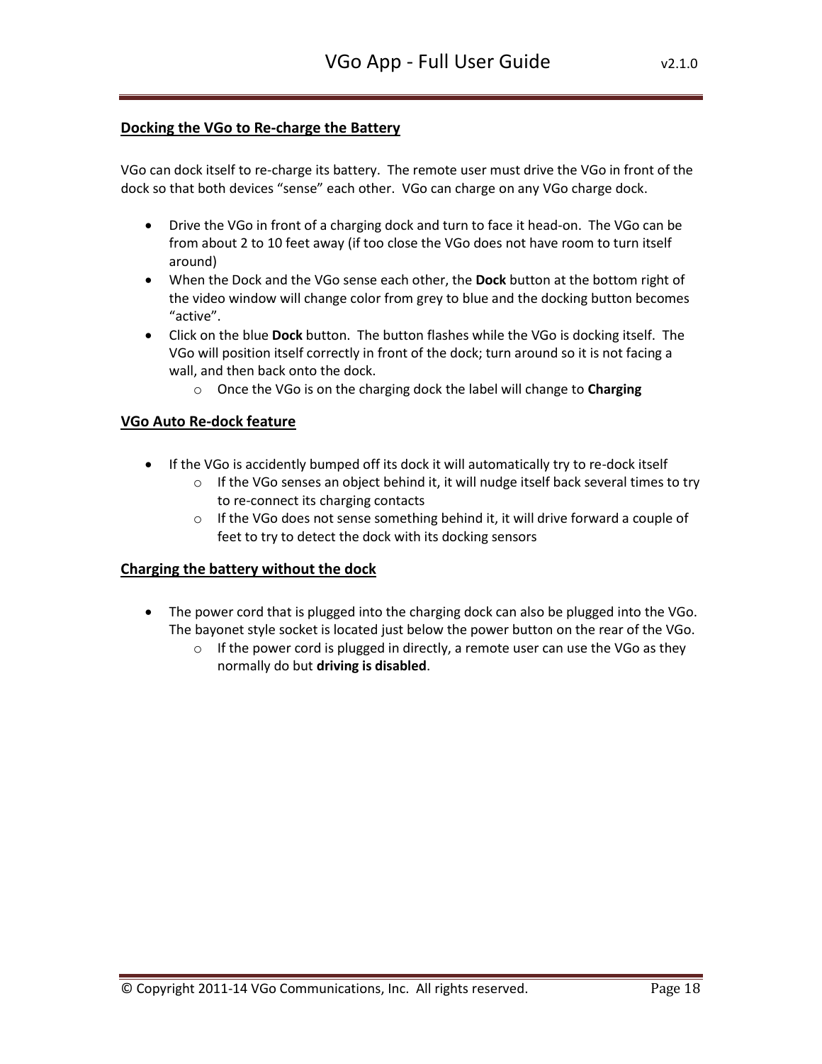## Docking the VGo to Re-charge the Battery

VGo can dock itself to re-charge its battery. The remote user must drive the VGo in front of the dock so that both devices "sense" each other. VGo can charge on any VGo charge dock.

- Drive the VGo in front of a charging dock and turn to face it head-on. The VGo can be from about 2 to 10 feet away (if too close the VGo does not have room to turn itself around)
- When the Dock and the VGo sense each other, the **Dock** button at the bottom right of the video window will change color from grey to blue and the docking button becomes "active".
- Click on the blue **Dock** button. The button flashes while the VGo is docking itself. The VGo will position itself correctly in front of the dock; turn around so it is not facing a wall, and then back onto the dock.
    - Once the VGo is on the charging dock the label will change to **Charging**

## VGo Auto Re-dock feature

- If the VGo is accidently bumped off its dock it will automatically try to re-dock itself
    - If the VGo senses an object behind it, it will nudge itself back several times to try to re-connect its charging contacts
    - If the VGo does not sense something behind it, it will drive forward a couple of feet to try to detect the dock with its docking sensors

## Charging the battery without the dock

- The power cord that is plugged into the charging dock can also be plugged into the VGo. The bayonet style socket is located just below the power button on the rear of the VGo.
    - If the power cord is plugged in directly, a remote user can use the VGo as they normally do but **driving is disabled**.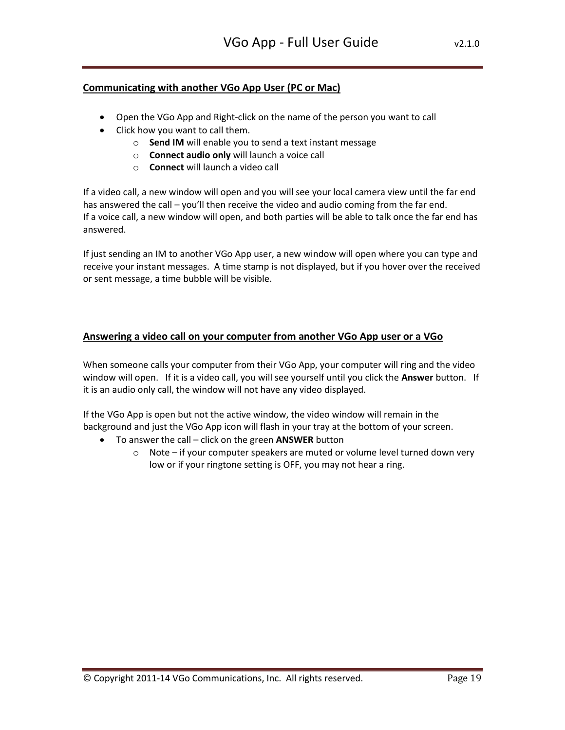## Communicating with another VGo App User (PC or Mac)

- Open the VGo App and Right-click on the name of the person you want to call
- Click how you want to call them.
  - **Send IM** will enable you to send a text instant message
  - **Connect audio only** will launch a voice call
  - **Connect** will launch a video call

If a video call, a new window will open and you will see your local camera view until the far end has answered the call – you'll then receive the video and audio coming from the far end.
If a voice call, a new window will open, and both parties will be able to talk once the far end has answered.

If just sending an IM to another VGo App user, a new window will open where you can type and receive your instant messages. A time stamp is not displayed, but if you hover over the received or sent message, a time bubble will be visible.

## Answering a video call on your computer from another VGo App user or a VGo

When someone calls your computer from their VGo App, your computer will ring and the video window will open. If it is a video call, you will see yourself until you click the **Answer** button. If it is an audio only call, the window will not have any video displayed.

If the VGo App is open but not the active window, the video window will remain in the background and just the VGo App icon will flash in your tray at the bottom of your screen.

- To answer the call – click on the green **ANSWER** button
  - Note – if your computer speakers are muted or volume level turned down very low or if your ringtone setting is OFF, you may not hear a ring.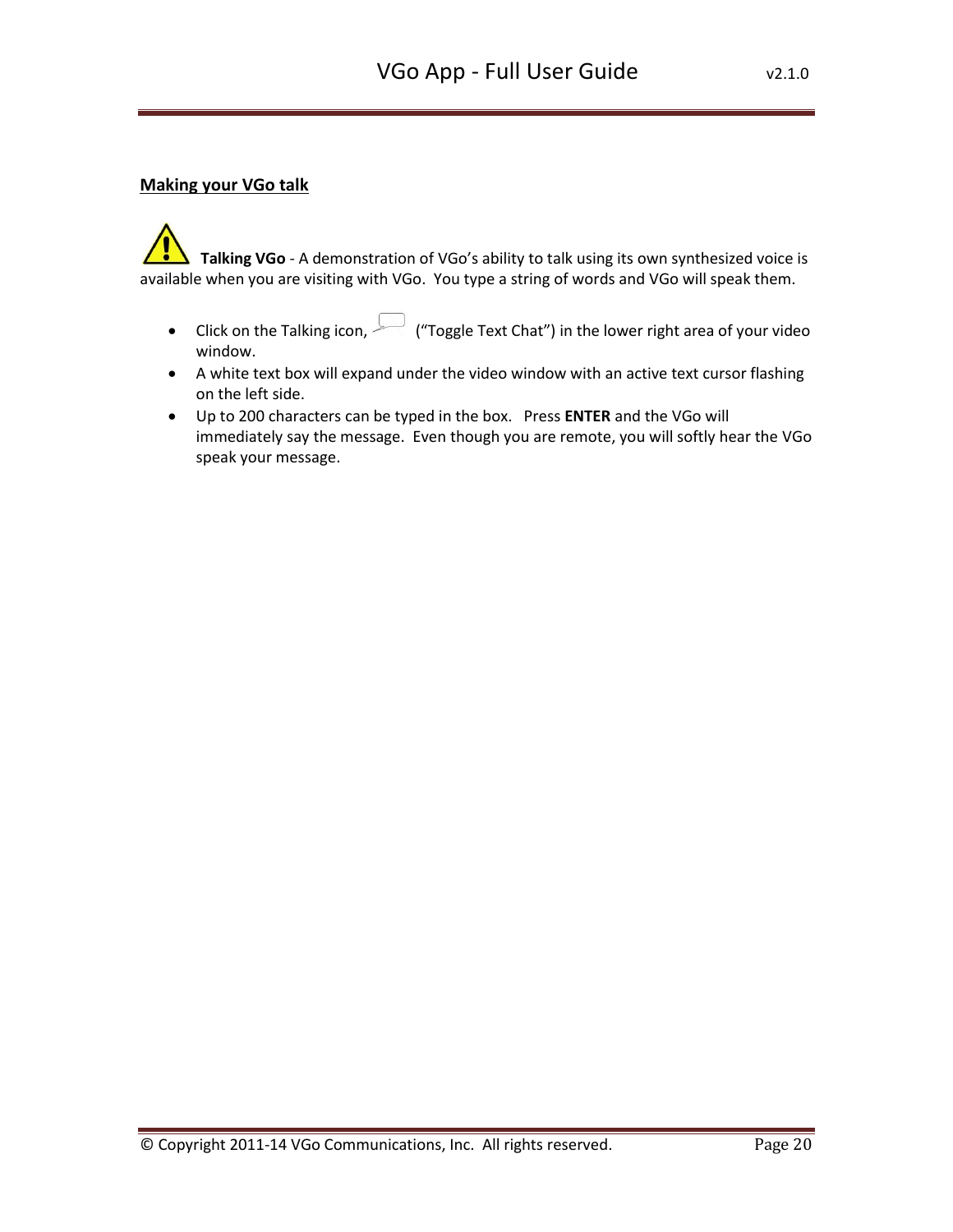## Making your VGo talk

**Talking VGo** - A demonstration of VGo's ability to talk using its own synthesized voice is available when you are visiting with VGo. You type a string of words and VGo will speak them.

- Click on the Talking icon, ("Toggle Text Chat") in the lower right area of your video window.
- A white text box will expand under the video window with an active text cursor flashing on the left side.
- Up to 200 characters can be typed in the box. Press **ENTER** and the VGo will immediately say the message. Even though you are remote, you will softly hear the VGo speak your message.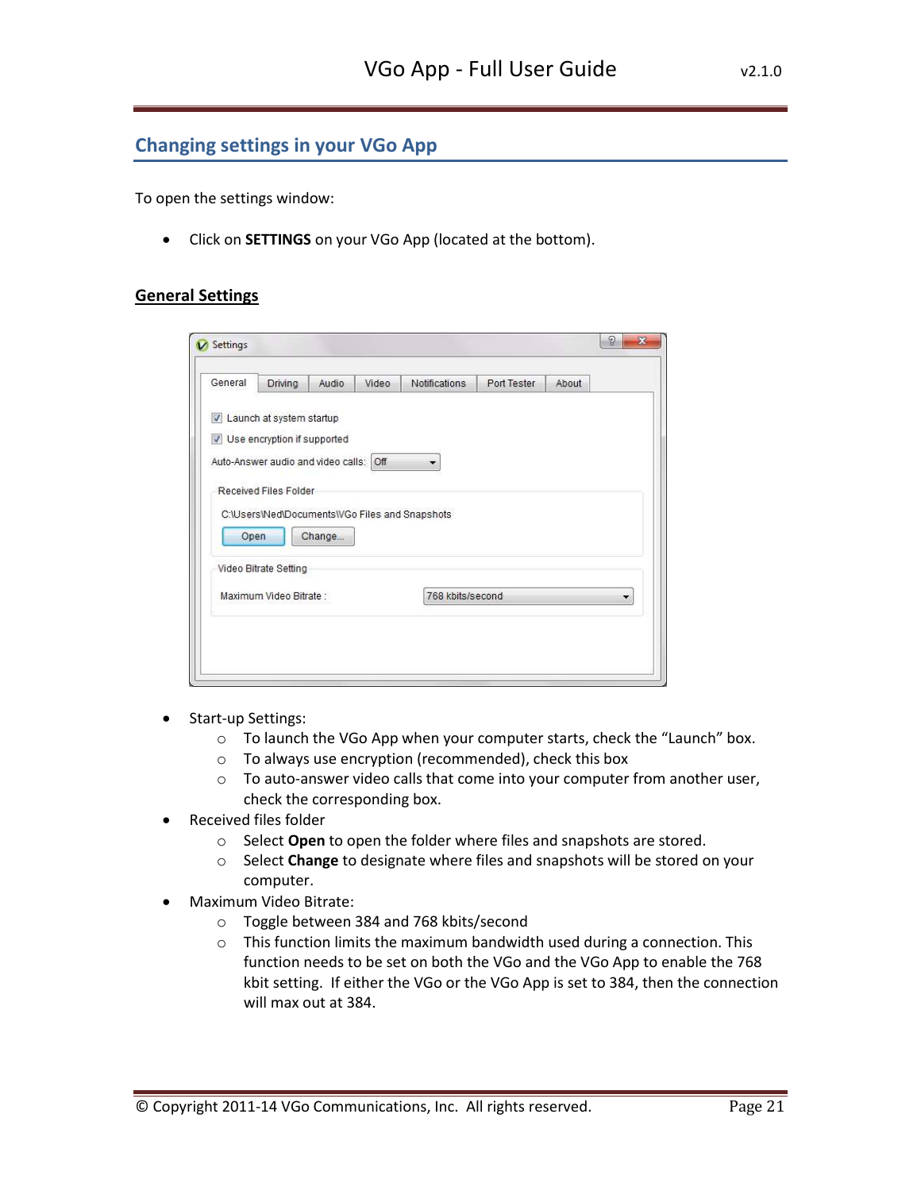## Changing settings in your VGo App

To open the settings window:

- Click on **SETTINGS** on your VGo App (located at the bottom).

### General Settings

- Start-up Settings:
  - To launch the VGo App when your computer starts, check the “Launch” box.
  - To always use encryption (recommended), check this box
  - To auto-answer video calls that come into your computer from another user, check the corresponding box.
- Received files folder
  - Select **Open** to open the folder where files and snapshots are stored.
  - Select **Change** to designate where files and snapshots will be stored on your computer.
- Maximum Video Bitrate:
  - Toggle between 384 and 768 kbits/second
  - This function limits the maximum bandwidth used during a connection. This function needs to be set on both the VGo and the VGo App to enable the 768 kbit setting. If either the VGo or the VGo App is set to 384, then the connection will max out at 384.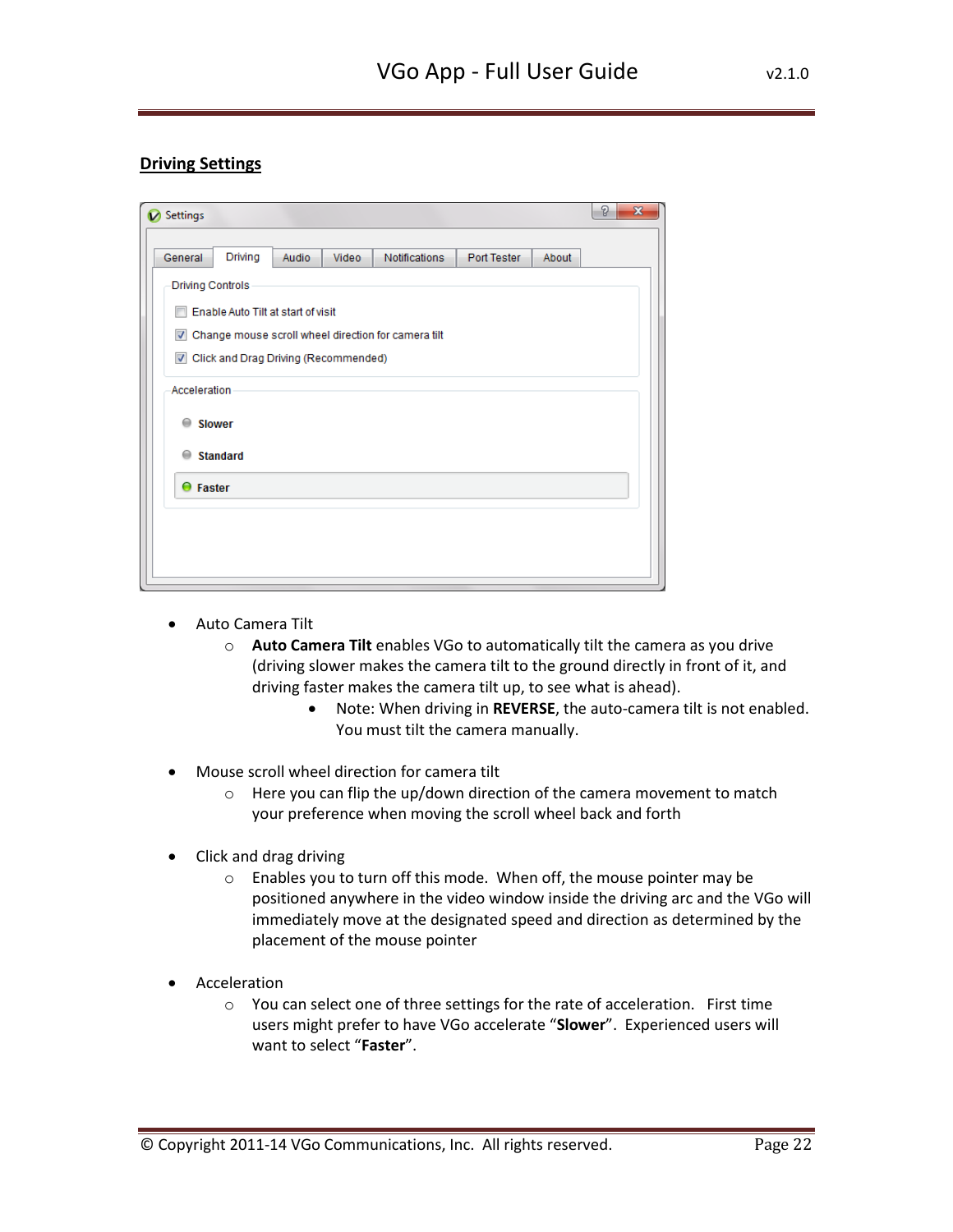## Driving Settings

- Auto Camera Tilt
  - **Auto Camera Tilt** enables VGo to automatically tilt the camera as you drive (driving slower makes the camera tilt to the ground directly in front of it, and driving faster makes the camera tilt up, to see what is ahead).
    - Note: When driving in **REVERSE**, the auto-camera tilt is not enabled. You must tilt the camera manually.

- Mouse scroll wheel direction for camera tilt
  - Here you can flip the up/down direction of the camera movement to match your preference when moving the scroll wheel back and forth

- Click and drag driving
  - Enables you to turn off this mode. When off, the mouse pointer may be positioned anywhere in the video window inside the driving arc and the VGo will immediately move at the designated speed and direction as determined by the placement of the mouse pointer

- Acceleration
  - You can select one of three settings for the rate of acceleration. First time users might prefer to have VGo accelerate "**Slower**". Experienced users will want to select "**Faster**".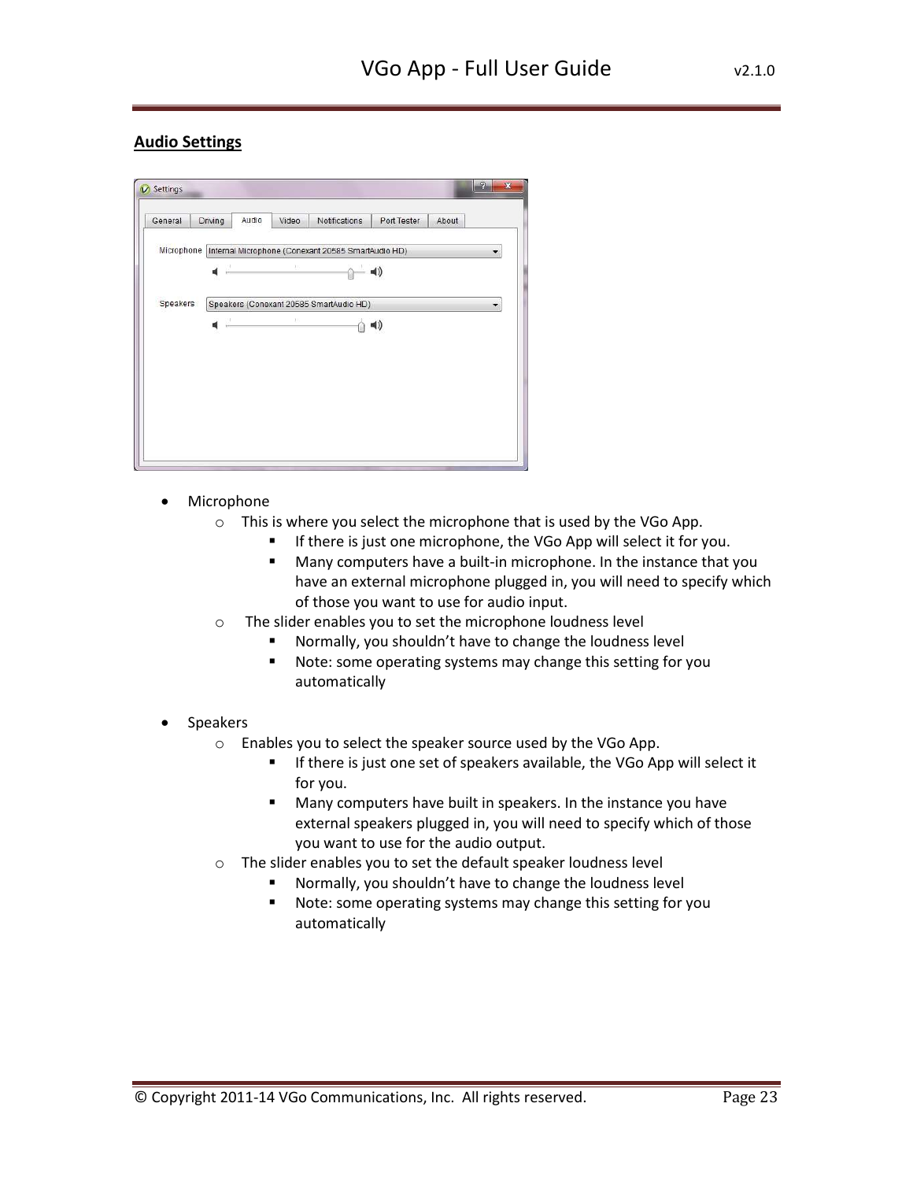## Audio Settings

- Microphone
  - This is where you select the microphone that is used by the VGo App.
    - If there is just one microphone, the VGo App will select it for you.
    - Many computers have a built-in microphone. In the instance that you have an external microphone plugged in, you will need to specify which of those you want to use for audio input.
  - The slider enables you to set the microphone loudness level
    - Normally, you shouldn't have to change the loudness level
    - Note: some operating systems may change this setting for you automatically

- Speakers
  - Enables you to select the speaker source used by the VGo App.
    - If there is just one set of speakers available, the VGo App will select it for you.
    - Many computers have built in speakers. In the instance you have external speakers plugged in, you will need to specify which of those you want to use for the audio output.
  - The slider enables you to set the default speaker loudness level
    - Normally, you shouldn't have to change the loudness level
    - Note: some operating systems may change this setting for you automatically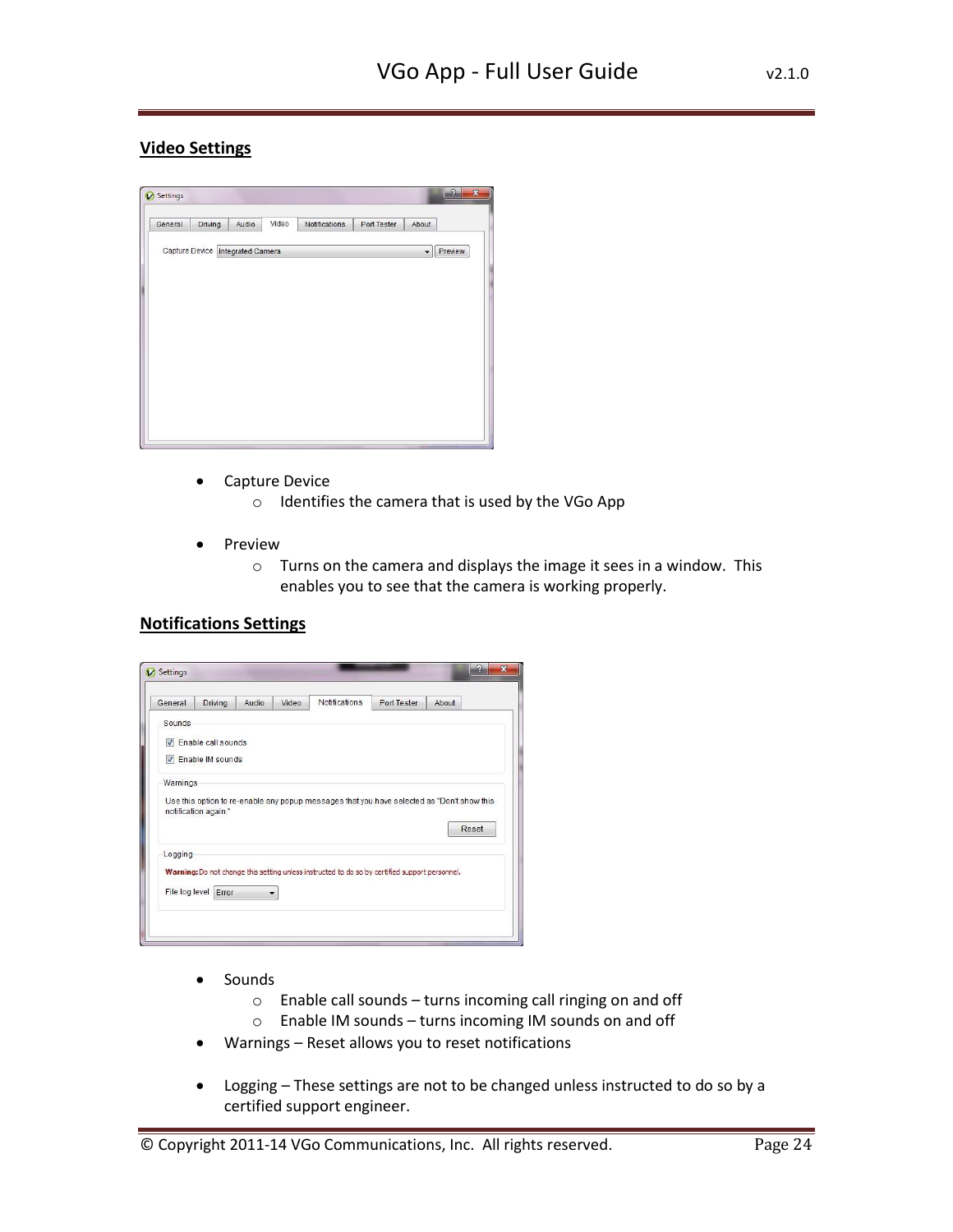## Video Settings

- Capture Device
  - Identifies the camera that is used by the VGo App

- Preview
  - Turns on the camera and displays the image it sees in a window. This enables you to see that the camera is working properly.

## Notifications Settings

- Sounds
  - Enable call sounds – turns incoming call ringing on and off
  - Enable IM sounds – turns incoming IM sounds on and off
- Warnings – Reset allows you to reset notifications

- Logging – These settings are not to be changed unless instructed to do so by a certified support engineer.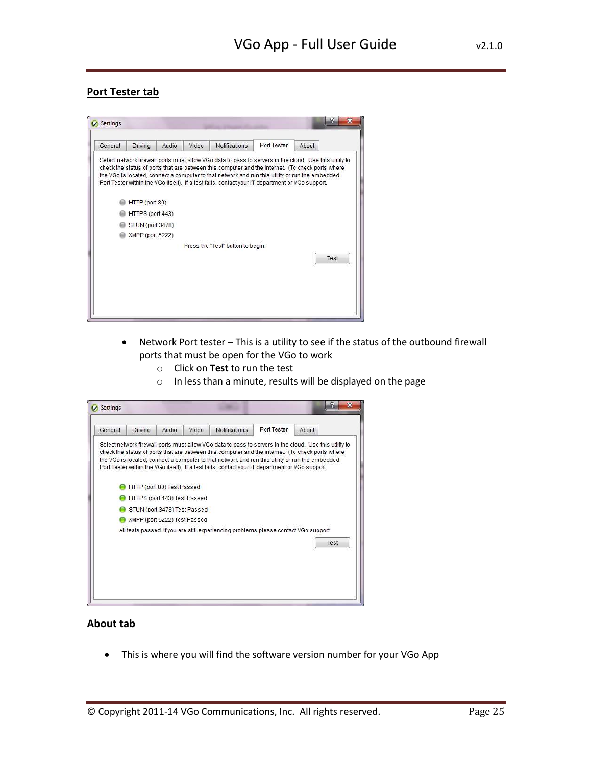## Port Tester tab

- Network Port tester – This is a utility to see if the status of the outbound firewall ports that must be open for the VGo to work
  - Click on **Test** to run the test
  - In less than a minute, results will be displayed on the page

## About tab

- This is where you will find the software version number for your VGo App